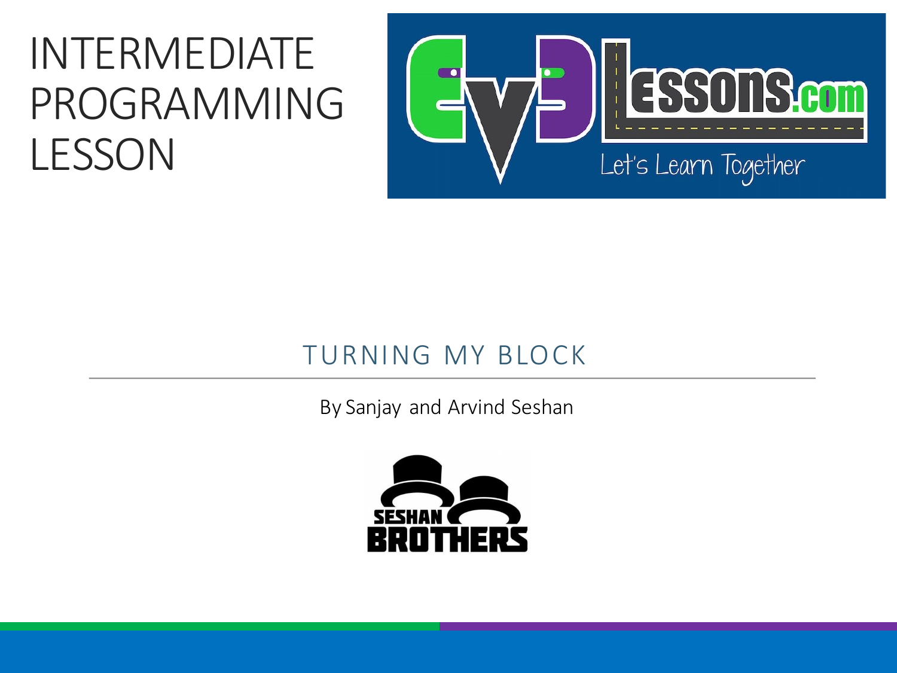# INTERMEDIATE PROGRAMMING LESSON

## TURNING MY BLOCK

By Sanjay and Arvind Seshan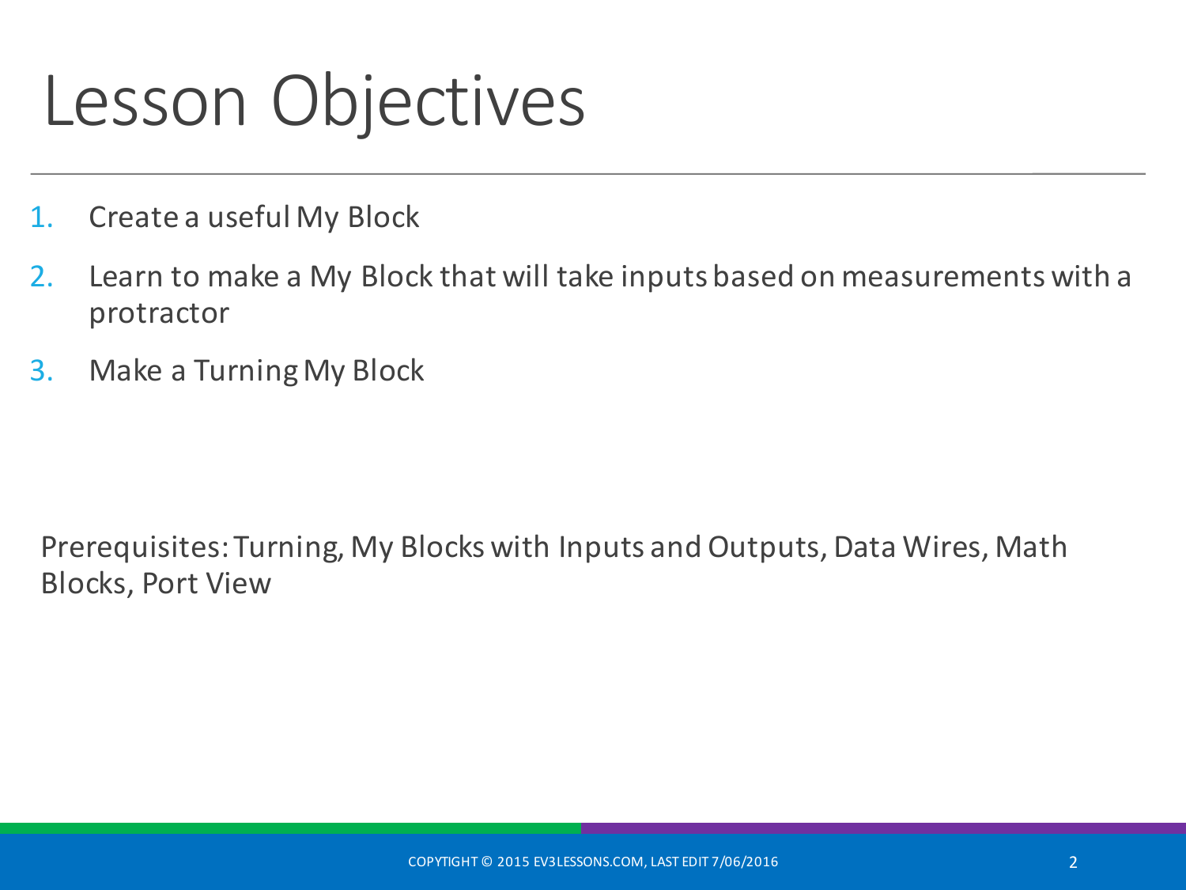# Lesson Objectives

1. Create a useful My Block
2. Learn to make a My Block that will take inputs based on measurements with a protractor
3. Make a Turning My Block

Prerequisites: Turning, My Blocks with Inputs and Outputs, Data Wires, Math Blocks, Port View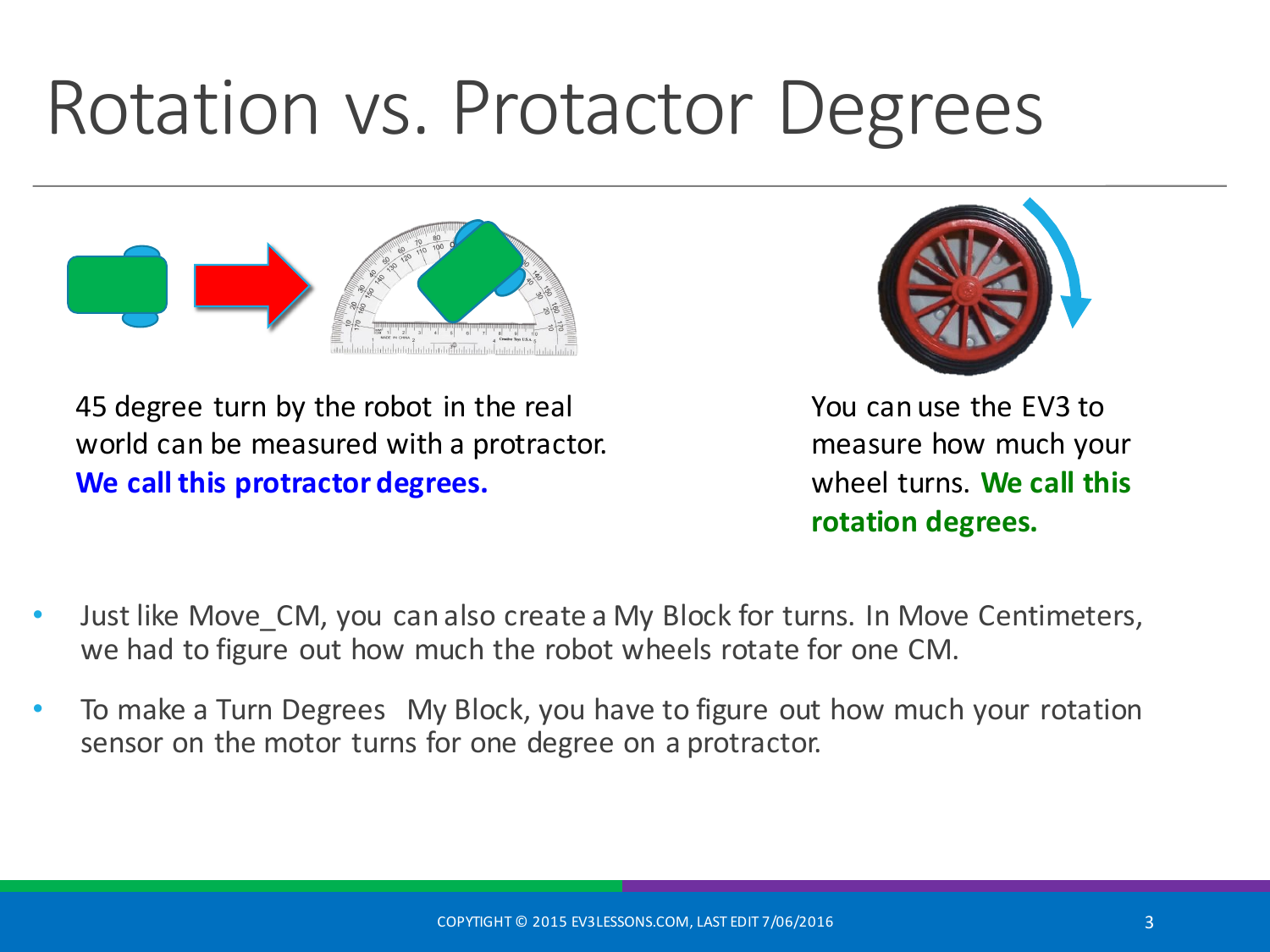# Rotation vs. Protactor Degrees

45 degree turn by the robot in the real world can be measured with a protractor. **We call this protractor degrees.**

You can use the EV3 to measure how much your wheel turns. **We call this rotation degrees.**

- Just like Move_CM, you can also create a My Block for turns. In Move Centimeters, we had to figure out how much the robot wheels rotate for one CM.
- To make a Turn Degrees My Block, you have to figure out how much your rotation sensor on the motor turns for one degree on a protractor.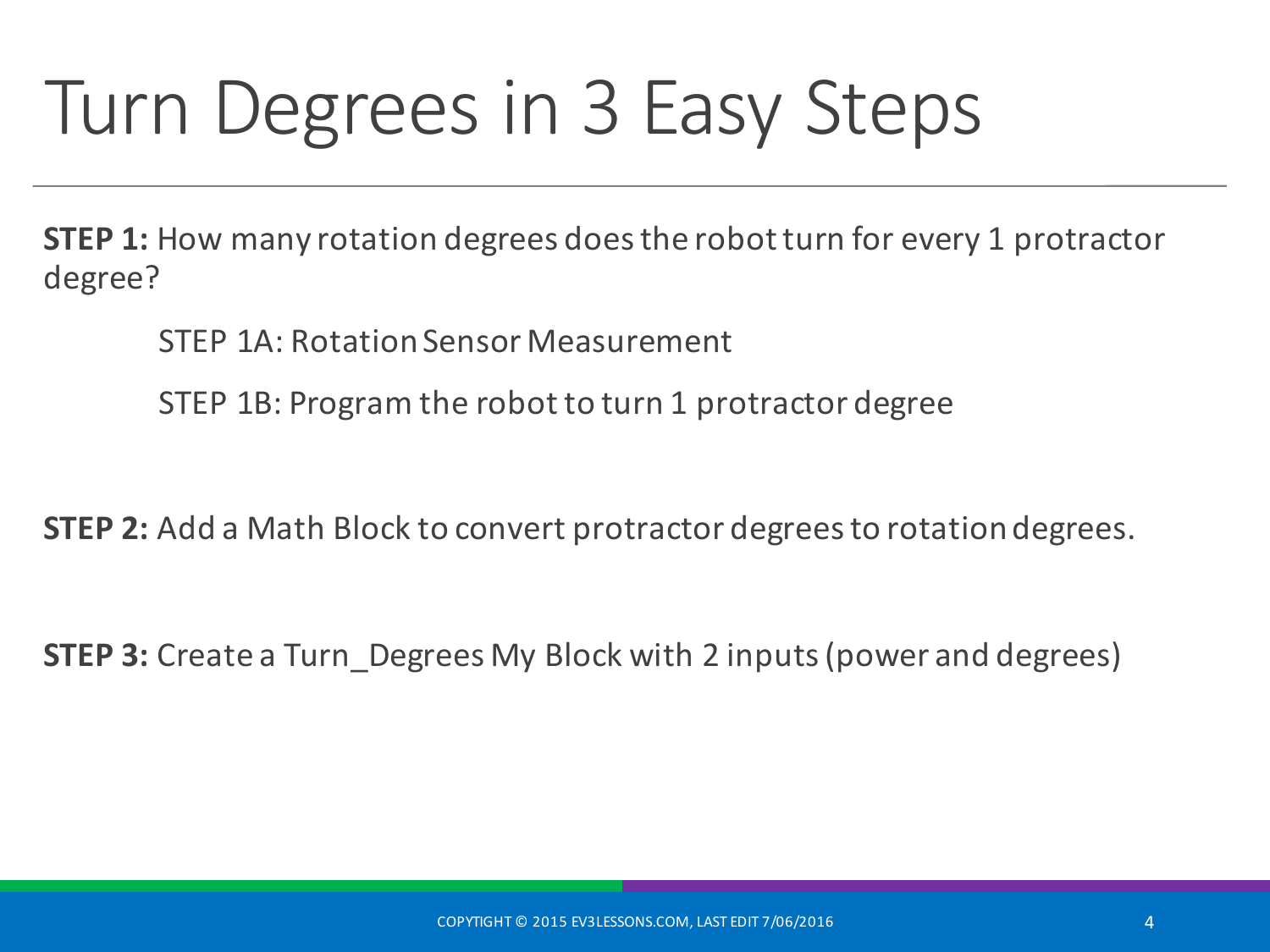# Turn Degrees in 3 Easy Steps

**STEP 1:** How many rotation degrees does the robot turn for every 1 protractor degree?

STEP 1A: Rotation Sensor Measurement

STEP 1B: Program the robot to turn 1 protractor degree

**STEP 2:** Add a Math Block to convert protractor degrees to rotation degrees.

**STEP 3:** Create a Turn_Degrees My Block with 2 inputs (power and degrees)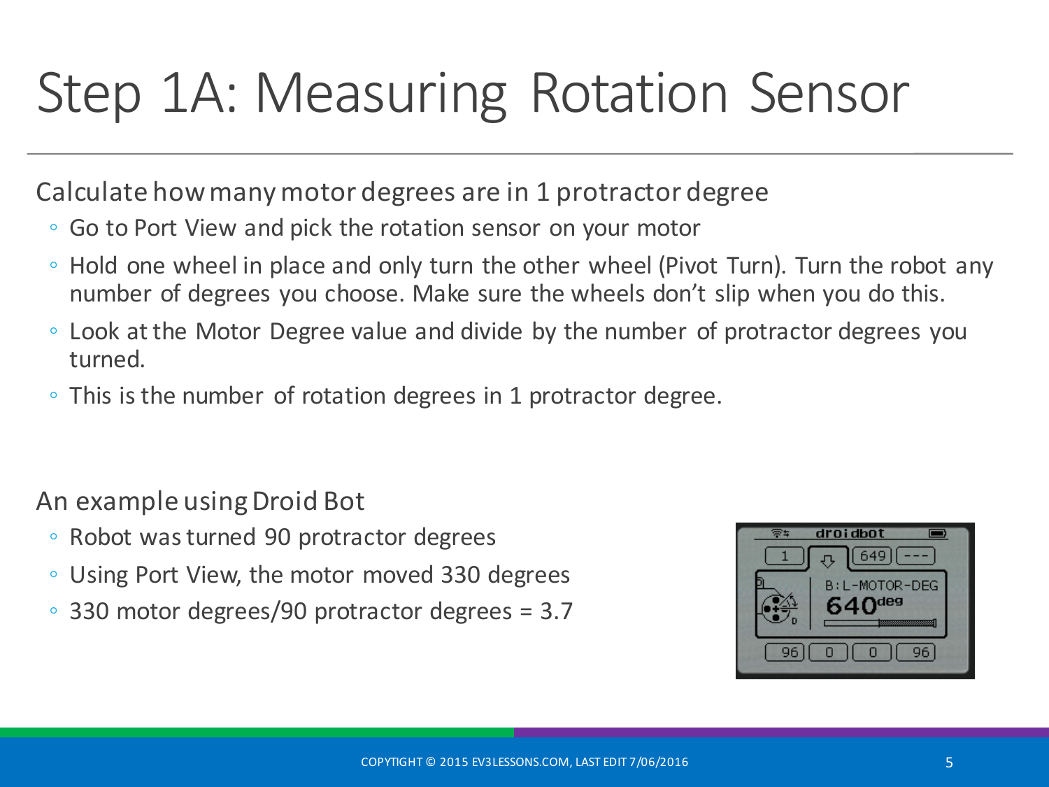# Step 1A: Measuring Rotation Sensor

Calculate how many motor degrees are in 1 protractor degree

- Go to Port View and pick the rotation sensor on your motor
- Hold one wheel in place and only turn the other wheel (Pivot Turn). Turn the robot any number of degrees you choose. Make sure the wheels don't slip when you do this.
- Look at the Motor Degree value and divide by the number of protractor degrees you turned.
- This is the number of rotation degrees in 1 protractor degree.

An example using Droid Bot

- Robot was turned 90 protractor degrees
- Using Port View, the motor moved 330 degrees
- 330 motor degrees/90 protractor degrees = 3.7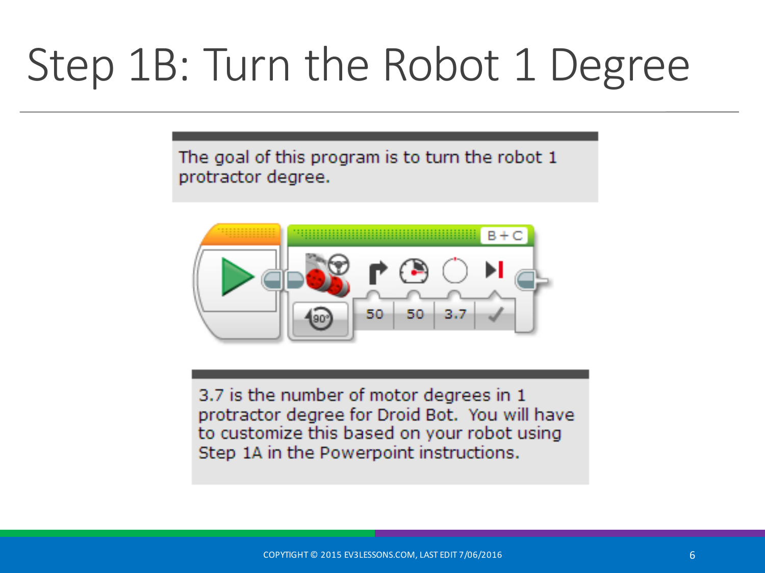# Step 1B: Turn the Robot 1 Degree

The goal of this program is to turn the robot 1 protractor degree.

3.7 is the number of motor degrees in 1 protractor degree for Droid Bot. You will have to customize this based on your robot using Step 1A in the Powerpoint instructions.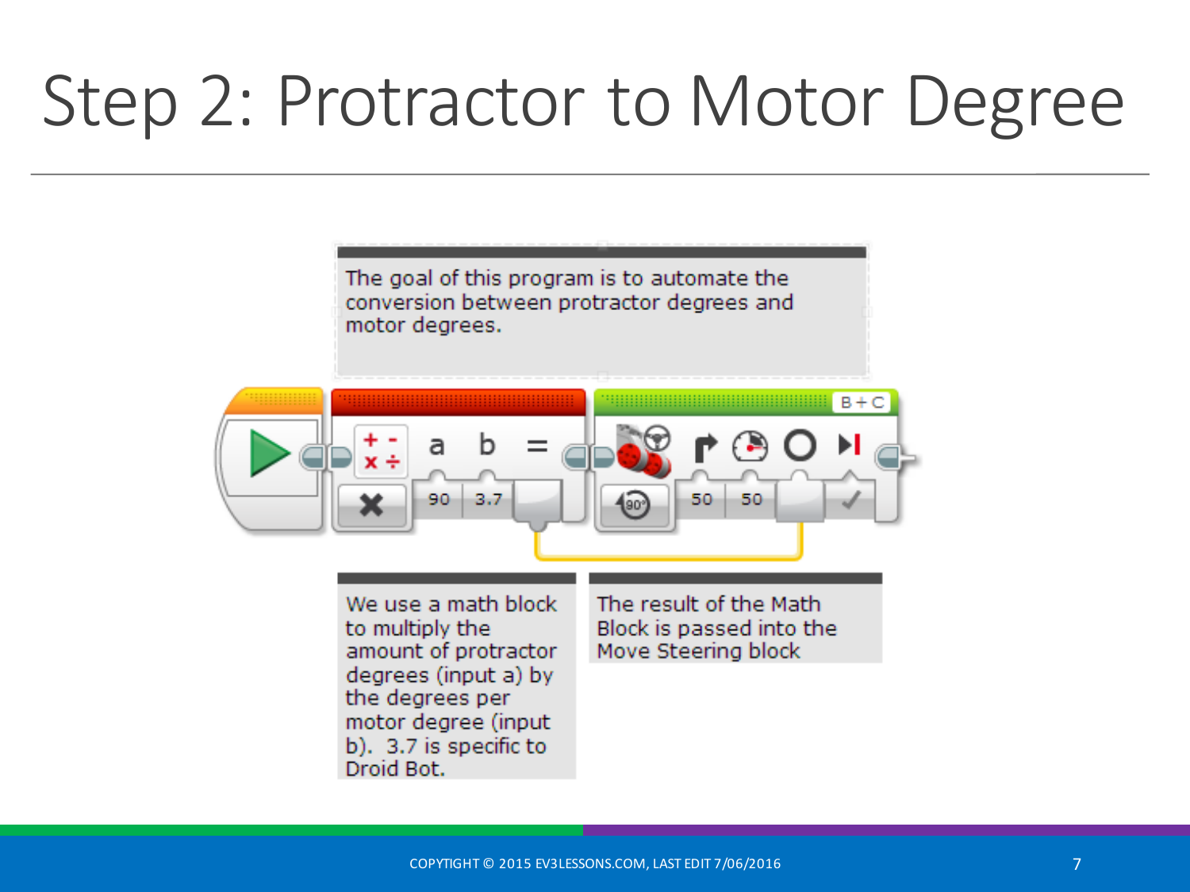# Step 2: Protractor to Motor Degree

The goal of this program is to automate the conversion between protractor degrees and motor degrees.

We use a math block to multiply the amount of protractor degrees (input a) by the degrees per motor degree (input b). 3.7 is specific to Droid Bot.

The result of the Math Block is passed into the Move Steering block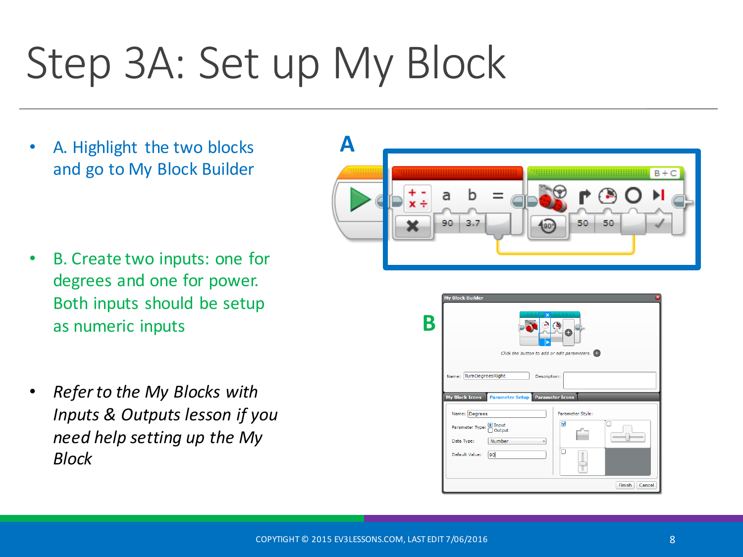# Step 3A: Set up My Block

- A. Highlight the two blocks and go to My Block Builder
- B. Create two inputs: one for degrees and one for power. Both inputs should be setup as numeric inputs
- *Refer to the My Blocks with Inputs & Outputs lesson if you need help setting up the My Block*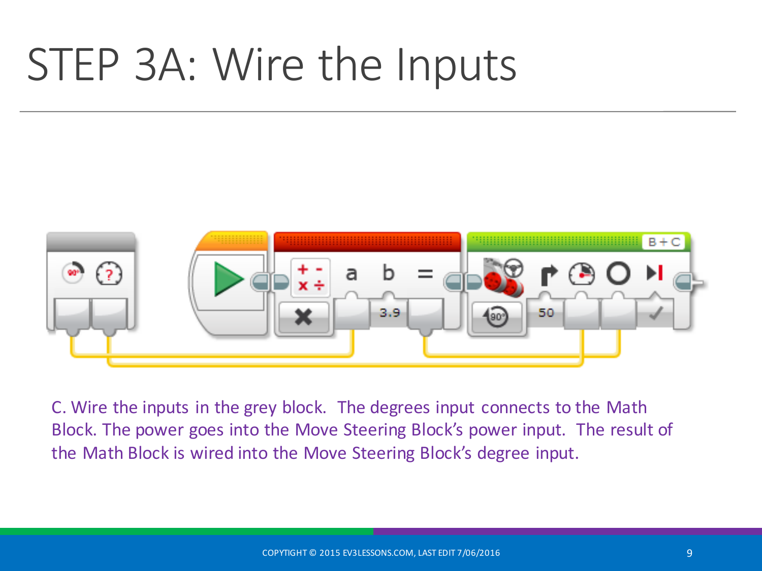# STEP 3A: Wire the Inputs

C. Wire the inputs in the grey block. The degrees input connects to the Math Block. The power goes into the Move Steering Block's power input. The result of the Math Block is wired into the Move Steering Block's degree input.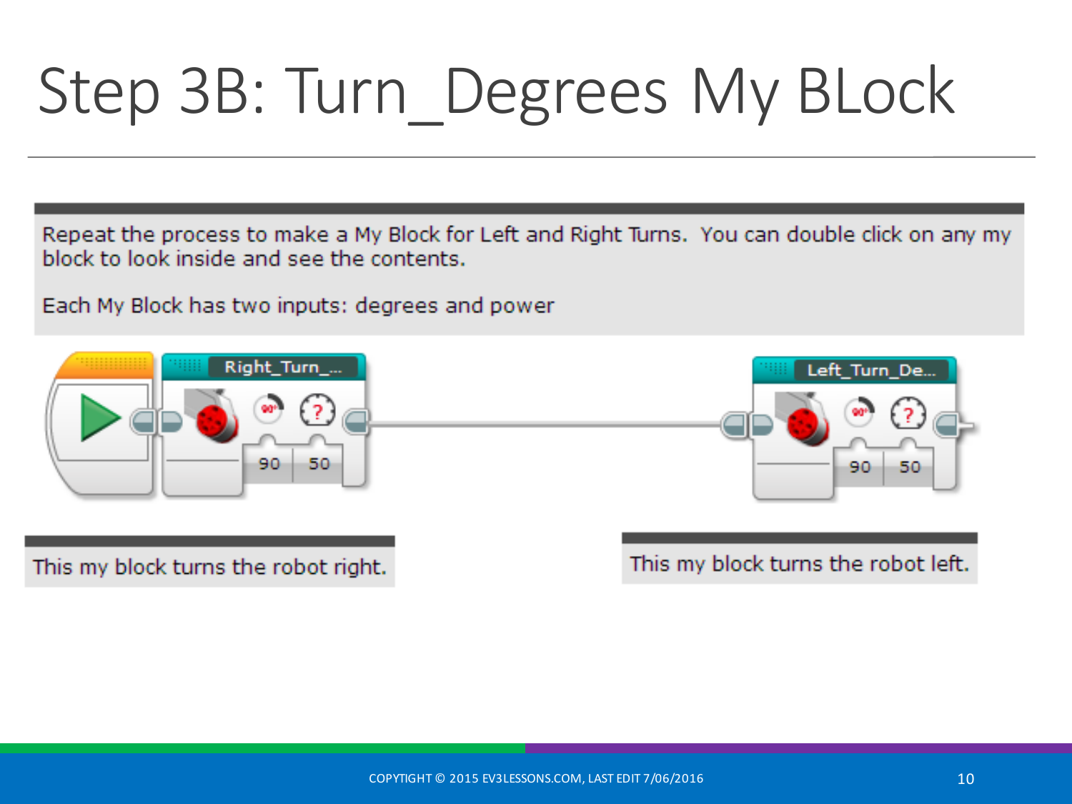# Step 3B: Turn_Degrees My BLock

Repeat the process to make a My Block for Left and Right Turns. You can double click on any my block to look inside and see the contents.

Each My Block has two inputs: degrees and power

This my block turns the robot right.

This my block turns the robot left.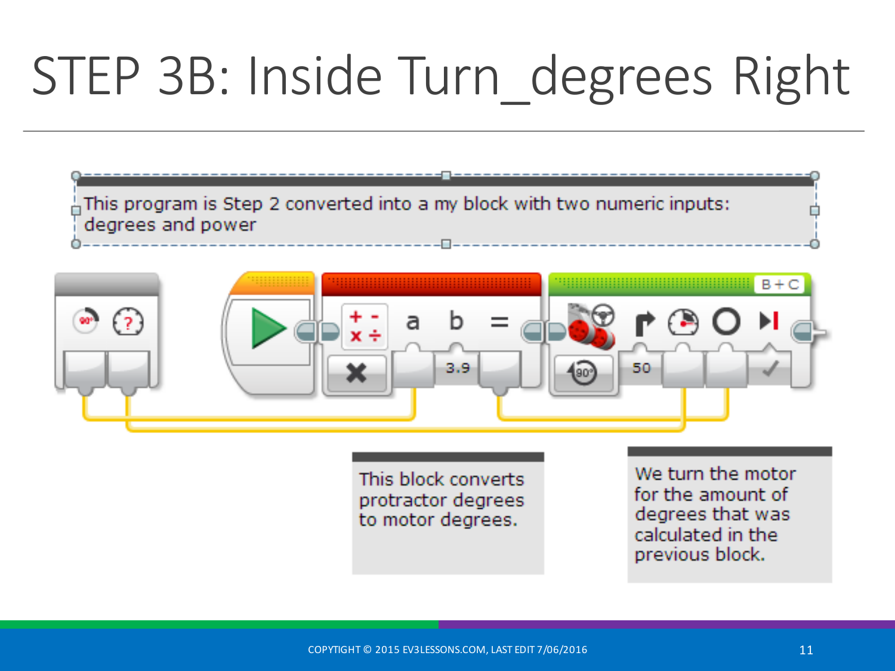# STEP 3B: Inside Turn_degrees Right

This program is Step 2 converted into a my block with two numeric inputs: degrees and power

This block converts protractor degrees to motor degrees.

We turn the motor for the amount of degrees that was calculated in the previous block.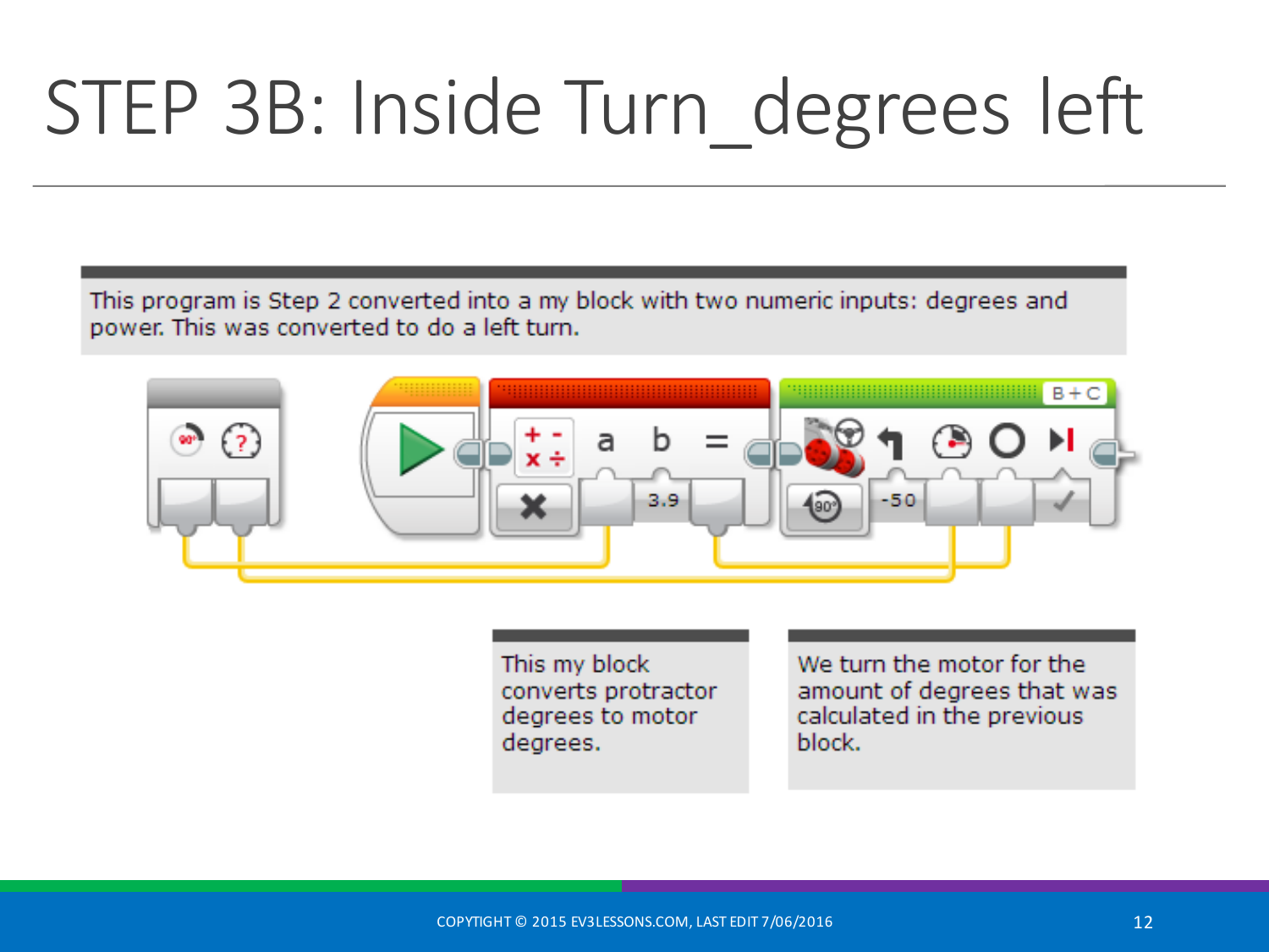# STEP 3B: Inside Turn_degrees left

This program is Step 2 converted into a my block with two numeric inputs: degrees and power. This was converted to do a left turn.

This my block converts protractor degrees to motor degrees.

We turn the motor for the amount of degrees that was calculated in the previous block.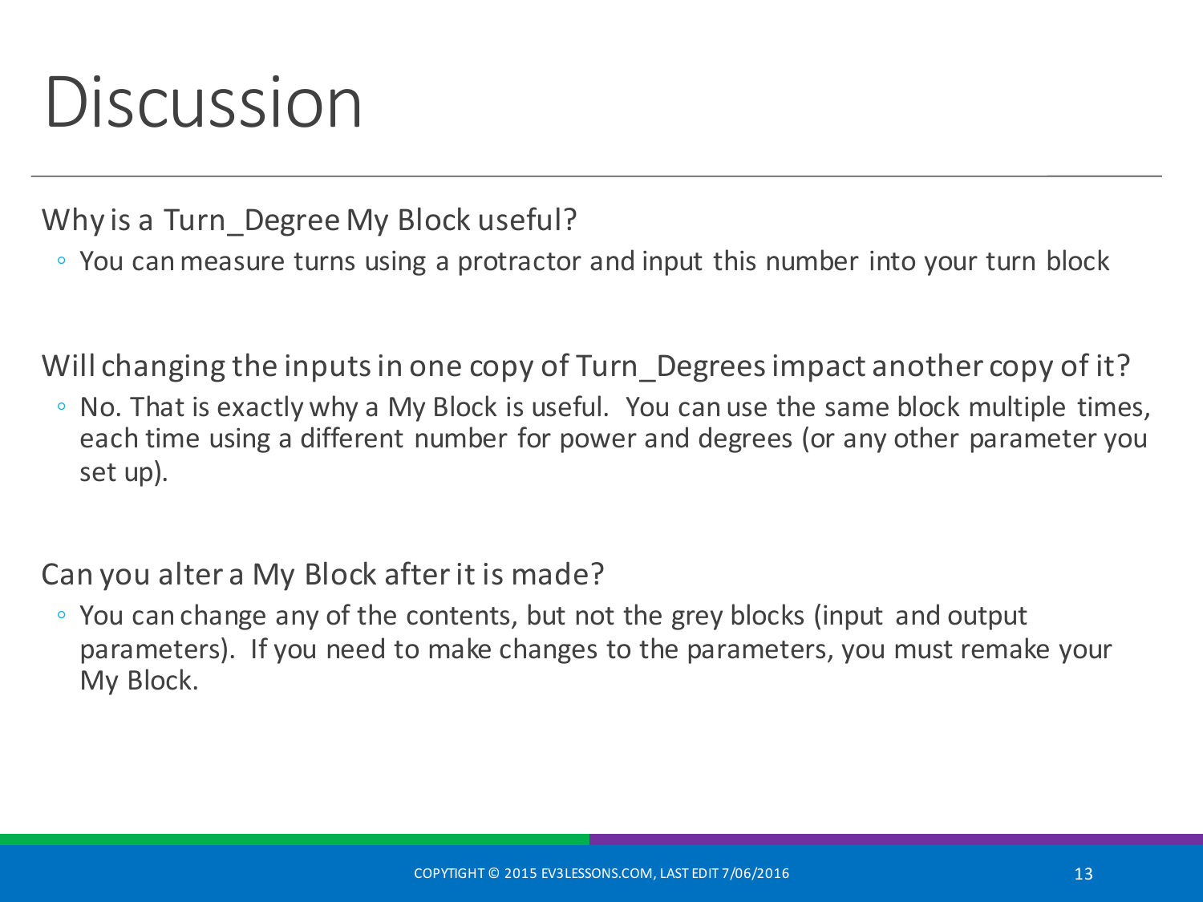# Discussion

Why is a Turn_Degree My Block useful?

- You can measure turns using a protractor and input this number into your turn block

Will changing the inputs in one copy of Turn_Degrees impact another copy of it?

- No. That is exactly why a My Block is useful. You can use the same block multiple times, each time using a different number for power and degrees (or any other parameter you set up).

Can you alter a My Block after it is made?

- You can change any of the contents, but not the grey blocks (input and output parameters). If you need to make changes to the parameters, you must remake your My Block.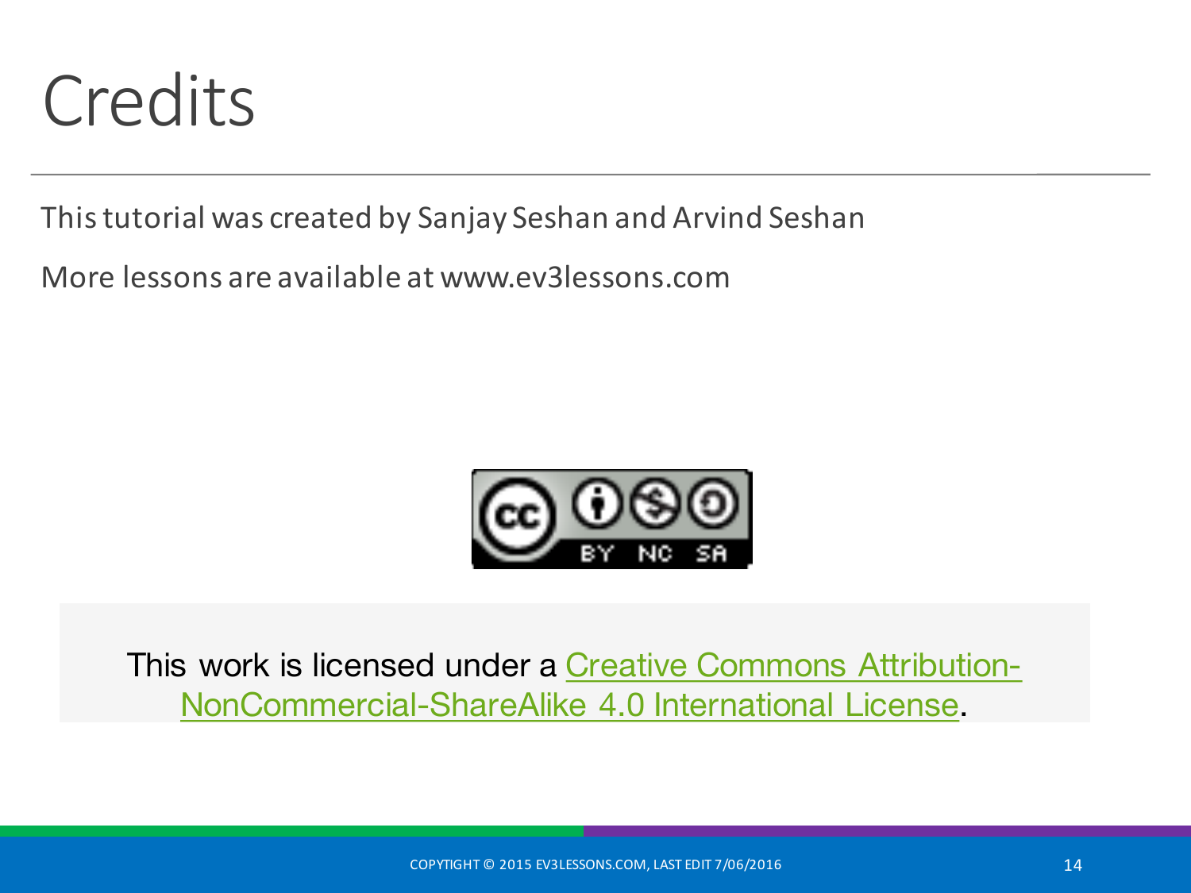# Credits

This tutorial was created by Sanjay Seshan and Arvind Seshan

More lessons are available at www.ev3lessons.com

This work is licensed under a Creative Commons Attribution-NonCommercial-ShareAlike 4.0 International License.